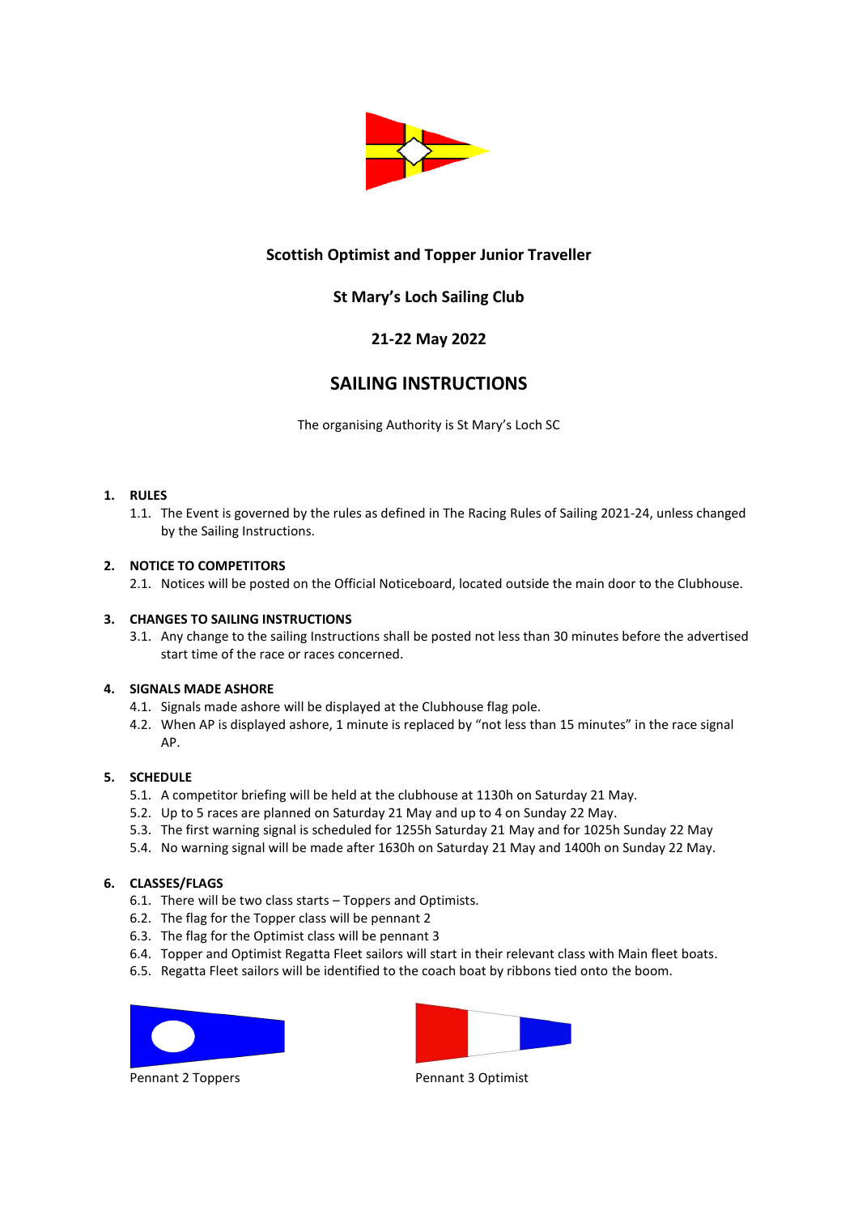**Scottish Optimist and Topper Junior Traveller**

**St Mary's Loch Sailing Club**

**21-22 May 2022**

# SAILING INSTRUCTIONS

The organising Authority is St Mary's Loch SC

## 1. RULES

1.1. The Event is governed by the rules as defined in The Racing Rules of Sailing 2021-24, unless changed by the Sailing Instructions.

## 2. NOTICE TO COMPETITORS

2.1. Notices will be posted on the Official Noticeboard, located outside the main door to the Clubhouse.

## 3. CHANGES TO SAILING INSTRUCTIONS

3.1. Any change to the sailing Instructions shall be posted not less than 30 minutes before the advertised start time of the race or races concerned.

## 4. SIGNALS MADE ASHORE

4.1. Signals made ashore will be displayed at the Clubhouse flag pole.

4.2. When AP is displayed ashore, 1 minute is replaced by "not less than 15 minutes" in the race signal AP.

## 5. SCHEDULE

5.1. A competitor briefing will be held at the clubhouse at 1130h on Saturday 21 May.

5.2. Up to 5 races are planned on Saturday 21 May and up to 4 on Sunday 22 May.

5.3. The first warning signal is scheduled for 1255h Saturday 21 May and for 1025h Sunday 22 May

5.4. No warning signal will be made after 1630h on Saturday 21 May and 1400h on Sunday 22 May.

## 6. CLASSES/FLAGS

6.1. There will be two class starts – Toppers and Optimists.

6.2. The flag for the Topper class will be pennant 2

6.3. The flag for the Optimist class will be pennant 3

6.4. Topper and Optimist Regatta Fleet sailors will start in their relevant class with Main fleet boats.

6.5. Regatta Fleet sailors will be identified to the coach boat by ribbons tied onto the boom.

Pennant 2 Toppers

Pennant 3 Optimist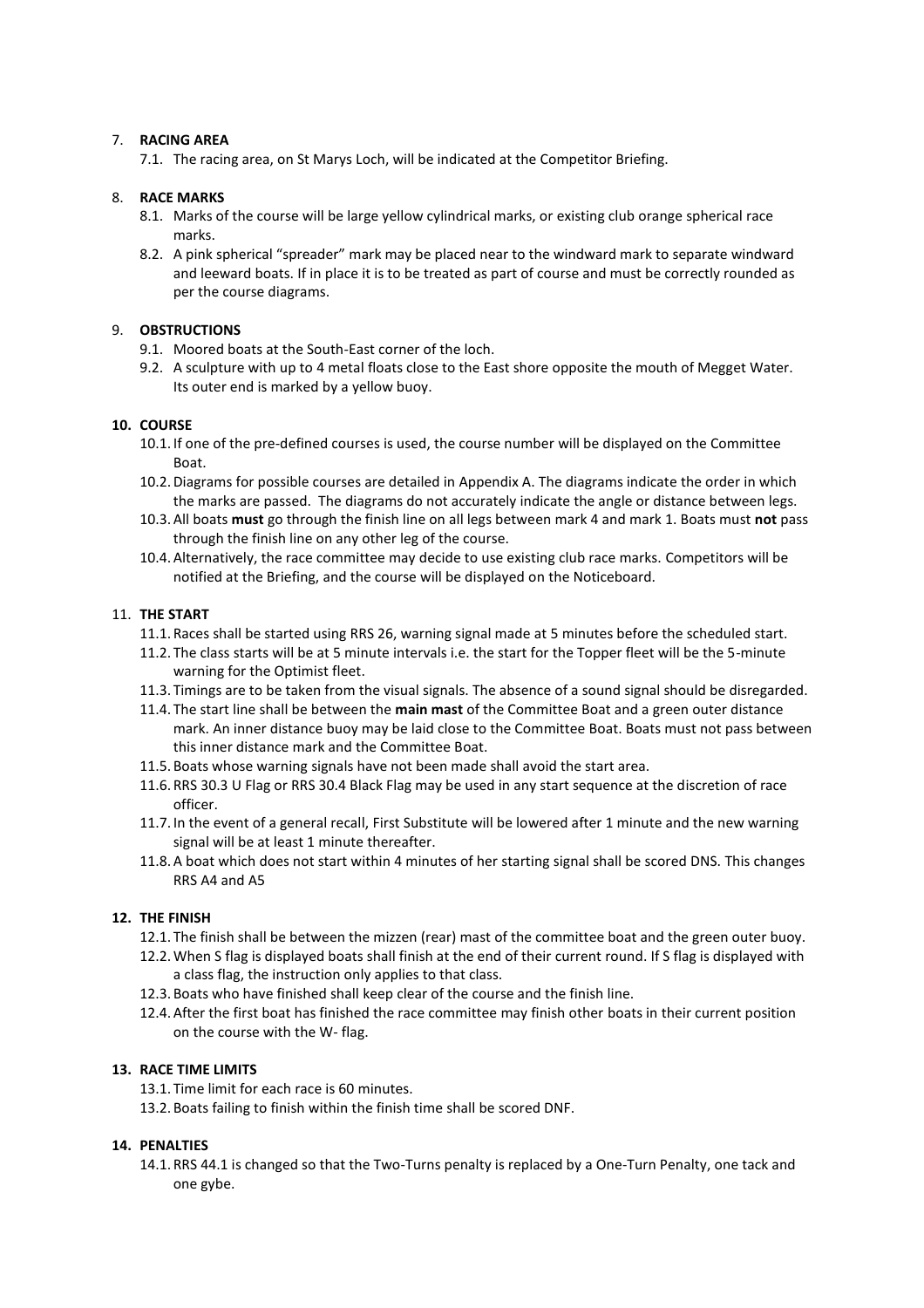## 7. RACING AREA

7.1. The racing area, on St Marys Loch, will be indicated at the Competitor Briefing.

## 8. RACE MARKS

8.1. Marks of the course will be large yellow cylindrical marks, or existing club orange spherical race marks.

8.2. A pink spherical "spreader" mark may be placed near to the windward mark to separate windward and leeward boats. If in place it is to be treated as part of course and must be correctly rounded as per the course diagrams.

## 9. OBSTRUCTIONS

9.1. Moored boats at the South-East corner of the loch.

9.2. A sculpture with up to 4 metal floats close to the East shore opposite the mouth of Megget Water. Its outer end is marked by a yellow buoy.

## 10. COURSE

10.1. If one of the pre-defined courses is used, the course number will be displayed on the Committee Boat.

10.2. Diagrams for possible courses are detailed in Appendix A. The diagrams indicate the order in which the marks are passed. The diagrams do not accurately indicate the angle or distance between legs.

10.3. All boats **must** go through the finish line on all legs between mark 4 and mark 1. Boats must **not** pass through the finish line on any other leg of the course.

10.4. Alternatively, the race committee may decide to use existing club race marks. Competitors will be notified at the Briefing, and the course will be displayed on the Noticeboard.

## 11. THE START

11.1. Races shall be started using RRS 26, warning signal made at 5 minutes before the scheduled start.

11.2. The class starts will be at 5 minute intervals i.e. the start for the Topper fleet will be the 5-minute warning for the Optimist fleet.

11.3. Timings are to be taken from the visual signals. The absence of a sound signal should be disregarded.

11.4. The start line shall be between the **main mast** of the Committee Boat and a green outer distance mark. An inner distance buoy may be laid close to the Committee Boat. Boats must not pass between this inner distance mark and the Committee Boat.

11.5. Boats whose warning signals have not been made shall avoid the start area.

11.6. RRS 30.3 U Flag or RRS 30.4 Black Flag may be used in any start sequence at the discretion of race officer.

11.7. In the event of a general recall, First Substitute will be lowered after 1 minute and the new warning signal will be at least 1 minute thereafter.

11.8. A boat which does not start within 4 minutes of her starting signal shall be scored DNS. This changes RRS A4 and A5

## 12. THE FINISH

12.1. The finish shall be between the mizzen (rear) mast of the committee boat and the green outer buoy.

12.2. When S flag is displayed boats shall finish at the end of their current round. If S flag is displayed with a class flag, the instruction only applies to that class.

12.3. Boats who have finished shall keep clear of the course and the finish line.

12.4. After the first boat has finished the race committee may finish other boats in their current position on the course with the W- flag.

## 13. RACE TIME LIMITS

13.1. Time limit for each race is 60 minutes.

13.2. Boats failing to finish within the finish time shall be scored DNF.

## 14. PENALTIES

14.1. RRS 44.1 is changed so that the Two-Turns penalty is replaced by a One-Turn Penalty, one tack and one gybe.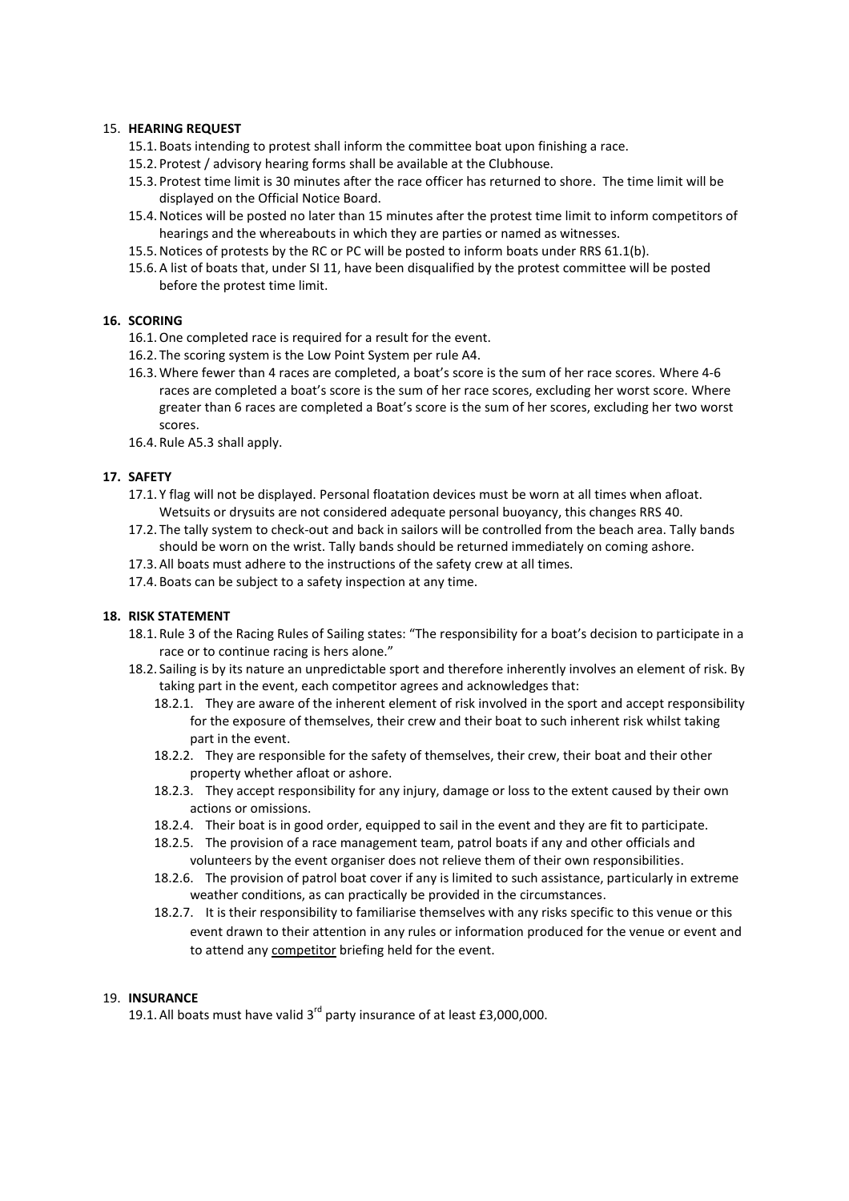## 15. **HEARING REQUEST**

15.1. Boats intending to protest shall inform the committee boat upon finishing a race.

15.2. Protest / advisory hearing forms shall be available at the Clubhouse.

15.3. Protest time limit is 30 minutes after the race officer has returned to shore. The time limit will be displayed on the Official Notice Board.

15.4. Notices will be posted no later than 15 minutes after the protest time limit to inform competitors of hearings and the whereabouts in which they are parties or named as witnesses.

15.5. Notices of protests by the RC or PC will be posted to inform boats under RRS 61.1(b).

15.6. A list of boats that, under SI 11, have been disqualified by the protest committee will be posted before the protest time limit.

## 16. SCORING

16.1. One completed race is required for a result for the event.

16.2. The scoring system is the Low Point System per rule A4.

16.3. Where fewer than 4 races are completed, a boat's score is the sum of her race scores. Where 4-6 races are completed a boat's score is the sum of her race scores, excluding her worst score. Where greater than 6 races are completed a Boat's score is the sum of her scores, excluding her two worst scores.

16.4. Rule A5.3 shall apply.

## 17. SAFETY

17.1. Y flag will not be displayed. Personal floatation devices must be worn at all times when afloat. Wetsuits or drysuits are not considered adequate personal buoyancy, this changes RRS 40.

17.2. The tally system to check-out and back in sailors will be controlled from the beach area. Tally bands should be worn on the wrist. Tally bands should be returned immediately on coming ashore.

17.3. All boats must adhere to the instructions of the safety crew at all times.

17.4. Boats can be subject to a safety inspection at any time.

## 18. RISK STATEMENT

18.1. Rule 3 of the Racing Rules of Sailing states: "The responsibility for a boat's decision to participate in a race or to continue racing is hers alone."

18.2. Sailing is by its nature an unpredictable sport and therefore inherently involves an element of risk. By taking part in the event, each competitor agrees and acknowledges that:

18.2.1. They are aware of the inherent element of risk involved in the sport and accept responsibility for the exposure of themselves, their crew and their boat to such inherent risk whilst taking part in the event.

18.2.2. They are responsible for the safety of themselves, their crew, their boat and their other property whether afloat or ashore.

18.2.3. They accept responsibility for any injury, damage or loss to the extent caused by their own actions or omissions.

18.2.4. Their boat is in good order, equipped to sail in the event and they are fit to participate.

18.2.5. The provision of a race management team, patrol boats if any and other officials and volunteers by the event organiser does not relieve them of their own responsibilities.

18.2.6. The provision of patrol boat cover if any is limited to such assistance, particularly in extreme weather conditions, as can practically be provided in the circumstances.

18.2.7. It is their responsibility to familiarise themselves with any risks specific to this venue or this event drawn to their attention in any rules or information produced for the venue or event and to attend any competitor briefing held for the event.

## 19. **INSURANCE**

19.1. All boats must have valid 3rd party insurance of at least £3,000,000.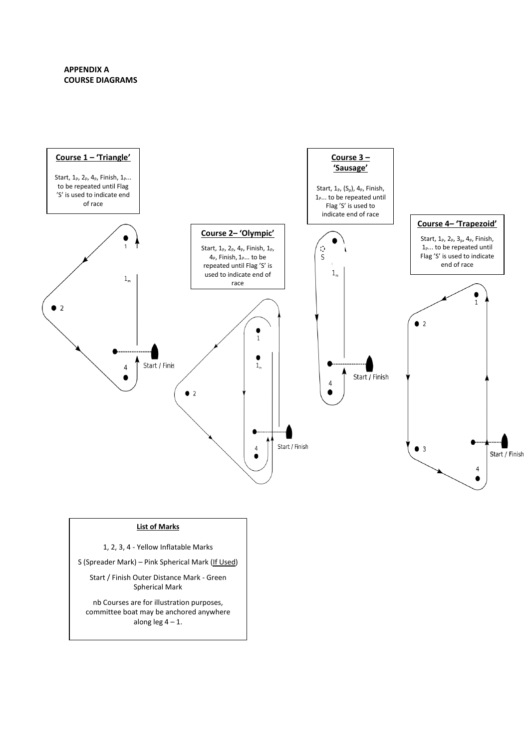**APPENDIX A**
**COURSE DIAGRAMS**

**Course 1 – 'Triangle'**

Start, $1_P$, $2_P$, $4_P$, Finish, $1_P$... to be repeated until Flag 'S' is used to indicate end of race

**Course 2– 'Olympic'**

Start, $1_P$, $2_P$, $4_P$, Finish, $1_P$, $4_P$, Finish, $1_P$... to be repeated until Flag 'S' is used to indicate end of race

**Course 3 – 'Sausage'**

Start, $1_P$, ($S_p$), $4_P$, Finish, $1_P$... to be repeated until Flag 'S' is used to indicate end of race

**Course 4– 'Trapezoid'**

Start, $1_P$, $2_P$, $3_P$, $4_P$, Finish, $1_P$... to be repeated until Flag 'S' is used to indicate end of race

**List of Marks**

1, 2, 3, 4 - Yellow Inflatable Marks

S (Spreader Mark) – Pink Spherical Mark (If Used)

Start / Finish Outer Distance Mark - Green Spherical Mark

nb Courses are for illustration purposes, committee boat may be anchored anywhere along leg 4 – 1.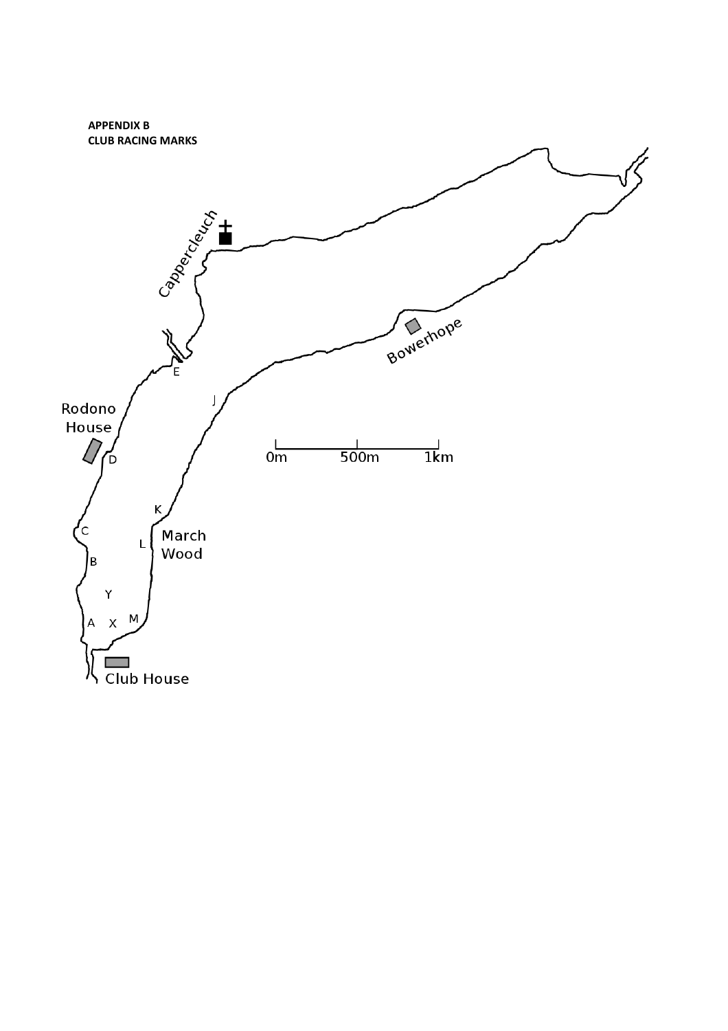**APPENDIX B**
**CLUB RACING MARKS**

Cappercleuch

Bowerhope

E

J

Rodono House

D

0m 500m 1km

K

C

March Wood

L

B

Y

A X M

Club House